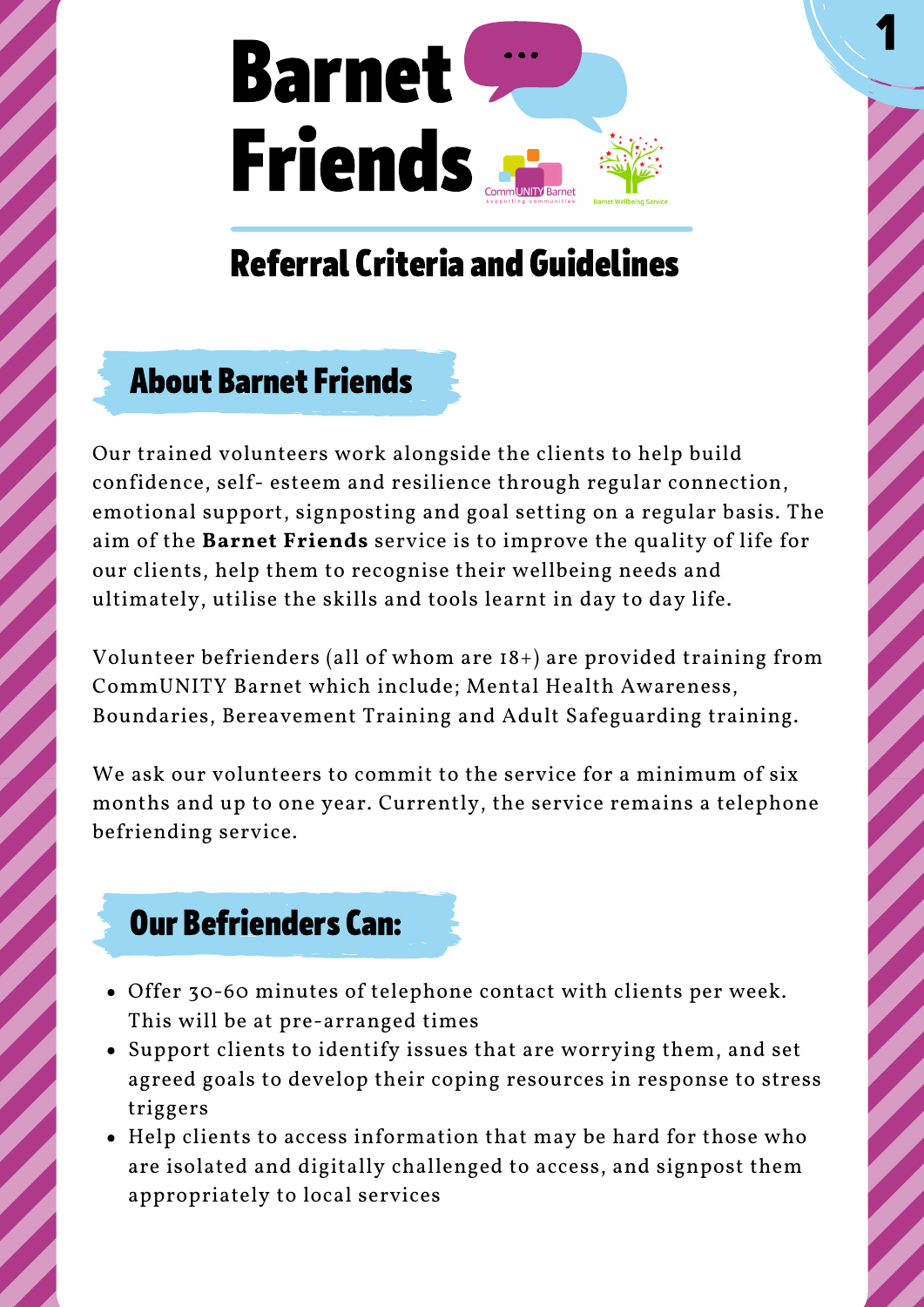# Barnet Friends

## Referral Criteria and Guidelines

## About Barnet Friends

Our trained volunteers work alongside the clients to help build confidence, self- esteem and resilience through regular connection, emotional support, signposting and goal setting on a regular basis. The aim of the **Barnet Friends** service is to improve the quality of life for our clients, help them to recognise their wellbeing needs and ultimately, utilise the skills and tools learnt in day to day life.

Volunteer befrienders (all of whom are 18+) are provided training from CommUNITY Barnet which include; Mental Health Awareness, Boundaries, Bereavement Training and Adult Safeguarding training.

We ask our volunteers to commit to the service for a minimum of six months and up to one year. Currently, the service remains a telephone befriending service.

## Our Befrienders Can:

- Offer 30-60 minutes of telephone contact with clients per week. This will be at pre-arranged times
- Support clients to identify issues that are worrying them, and set agreed goals to develop their coping resources in response to stress triggers
- Help clients to access information that may be hard for those who are isolated and digitally challenged to access, and signpost them appropriately to local services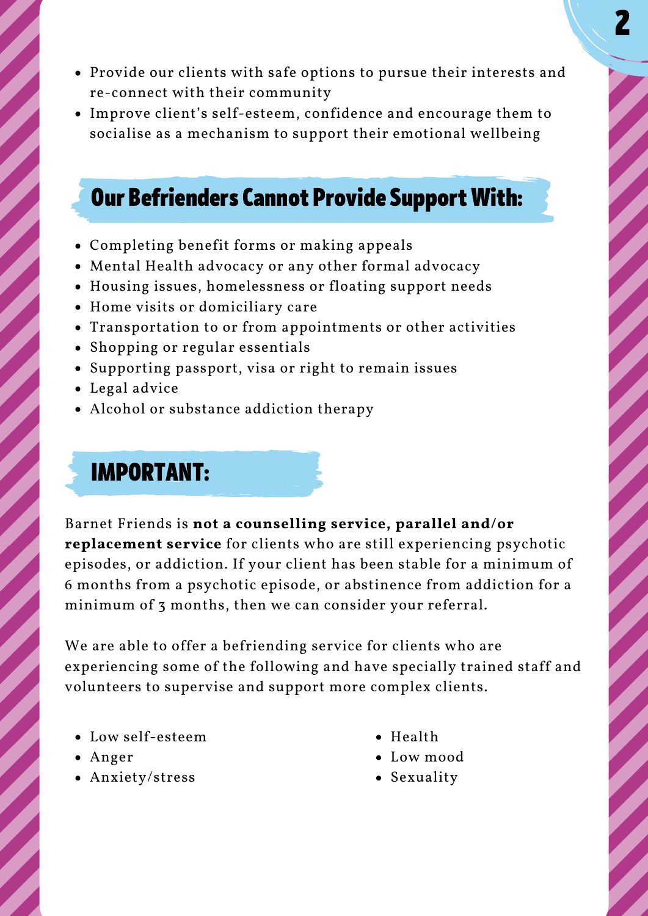- Provide our clients with safe options to pursue their interests and re-connect with their community
- Improve client's self-esteem, confidence and encourage them to socialise as a mechanism to support their emotional wellbeing

## Our Befrienders Cannot Provide Support With:

- Completing benefit forms or making appeals
- Mental Health advocacy or any other formal advocacy
- Housing issues, homelessness or floating support needs
- Home visits or domiciliary care
- Transportation to or from appointments or other activities
- Shopping or regular essentials
- Supporting passport, visa or right to remain issues
- Legal advice
- Alcohol or substance addiction therapy

## IMPORTANT:

Barnet Friends is **not a counselling service, parallel and/or replacement service** for clients who are still experiencing psychotic episodes, or addiction. If your client has been stable for a minimum of 6 months from a psychotic episode, or abstinence from addiction for a minimum of 3 months, then we can consider your referral.

We are able to offer a befriending service for clients who are experiencing some of the following and have specially trained staff and volunteers to supervise and support more complex clients.

- Low self-esteem
- Anger
- Anxiety/stress
- Health
- Low mood
- Sexuality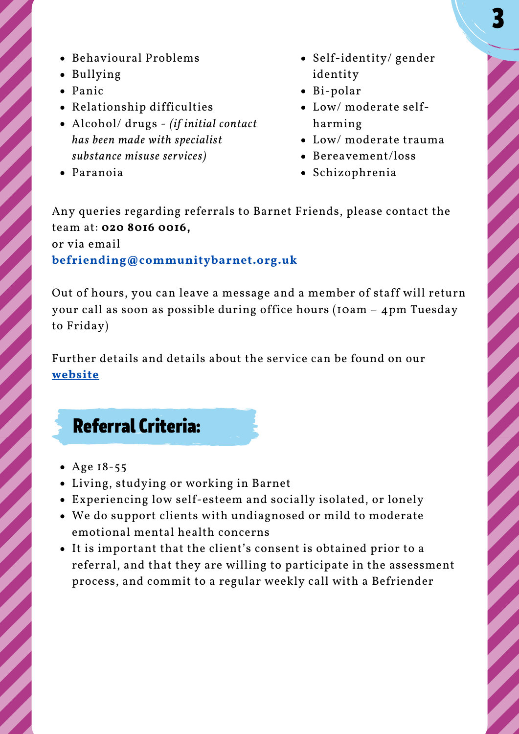- Behavioural Problems
- Bullying
- Panic
- Relationship difficulties
- Alcohol/ drugs - *(if initial contact has been made with specialist substance misuse services)*
- Paranoia
- Self-identity/ gender identity
- Bi-polar
- Low/ moderate self-harming
- Low/ moderate trauma
- Bereavement/loss
- Schizophrenia

Any queries regarding referrals to Barnet Friends, please contact the team at: **020 8016 0016,**
or via email
**befriending@communitybarnet.org.uk**

Out of hours, you can leave a message and a member of staff will return your call as soon as possible during office hours (10am – 4pm Tuesday to Friday)

Further details and details about the service can be found on our **website**

## Referral Criteria:

- Age 18-55
- Living, studying or working in Barnet
- Experiencing low self-esteem and socially isolated, or lonely
- We do support clients with undiagnosed or mild to moderate emotional mental health concerns
- It is important that the client's consent is obtained prior to a referral, and that they are willing to participate in the assessment process, and commit to a regular weekly call with a Befriender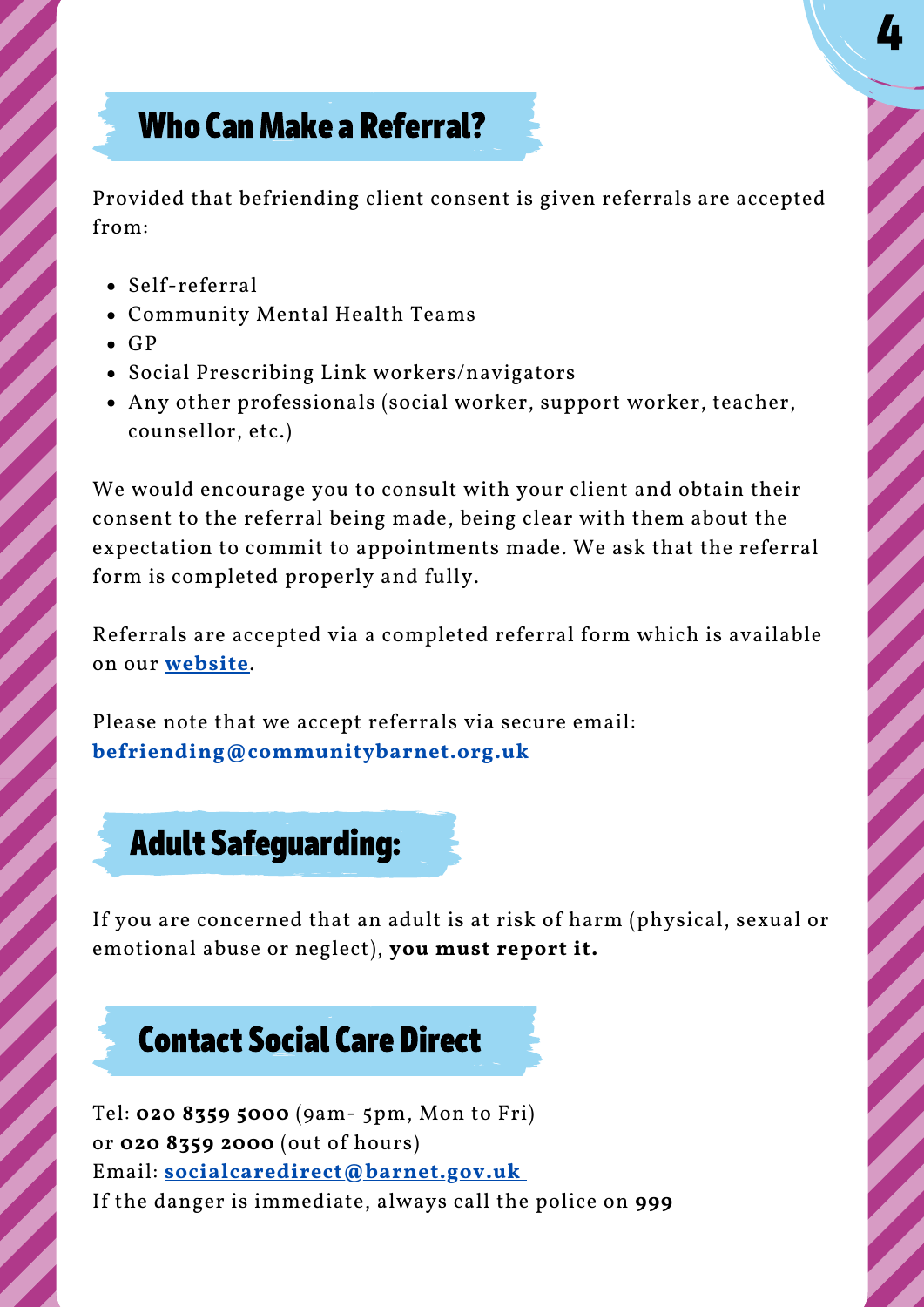## Who Can Make a Referral?

Provided that befriending client consent is given referrals are accepted from:

- Self-referral
- Community Mental Health Teams
- GP
- Social Prescribing Link workers/navigators
- Any other professionals (social worker, support worker, teacher, counsellor, etc.)

We would encourage you to consult with your client and obtain their consent to the referral being made, being clear with them about the expectation to commit to appointments made. We ask that the referral form is completed properly and fully.

Referrals are accepted via a completed referral form which is available on our **website**.

Please note that we accept referrals via secure email: **befriending@communitybarnet.org.uk**

## Adult Safeguarding:

If you are concerned that an adult is at risk of harm (physical, sexual or emotional abuse or neglect), **you must report it.**

## Contact Social Care Direct

Tel: **020 8359 5000** (9am- 5pm, Mon to Fri)
or **020 8359 2000** (out of hours)
Email: **socialcaredirect@barnet.gov.uk**
If the danger is immediate, always call the police on **999**